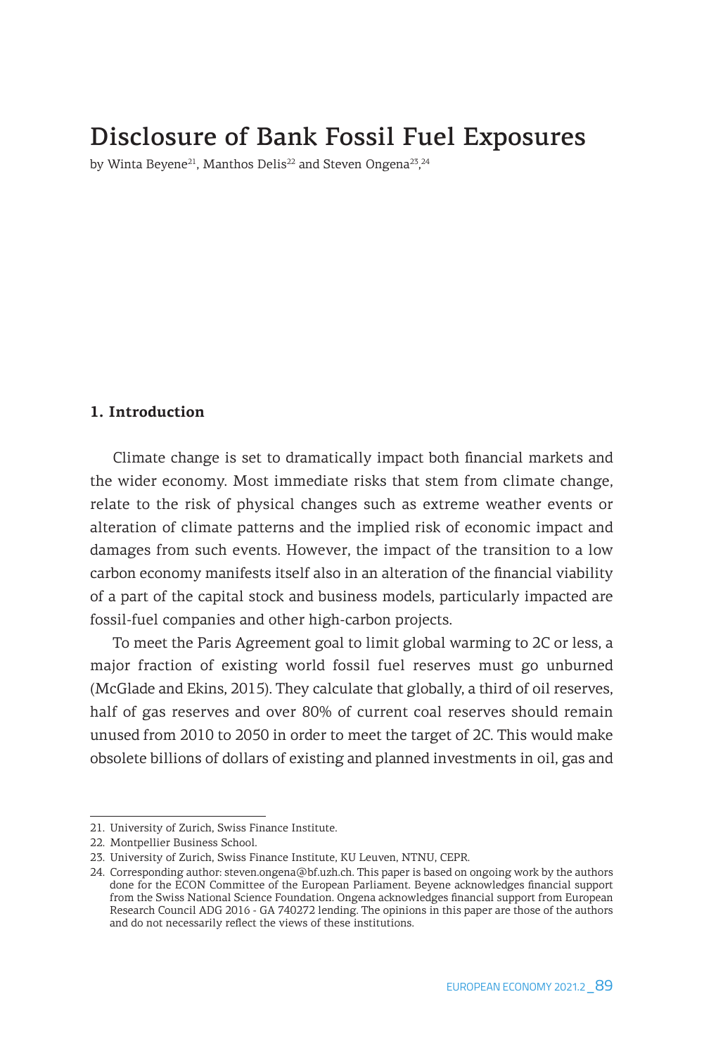# Disclosure of Bank Fossil Fuel Exposures

by Winta Beyene[21], Manthos Delis[22] and Steven Ongena[23,24]

## 1. Introduction

Climate change is set to dramatically impact both financial markets and the wider economy. Most immediate risks that stem from climate change, relate to the risk of physical changes such as extreme weather events or alteration of climate patterns and the implied risk of economic impact and damages from such events. However, the impact of the transition to a low carbon economy manifests itself also in an alteration of the financial viability of a part of the capital stock and business models, particularly impacted are fossil-fuel companies and other high-carbon projects.

To meet the Paris Agreement goal to limit global warming to 2C or less, a major fraction of existing world fossil fuel reserves must go unburned (McGlade and Ekins, 2015). They calculate that globally, a third of oil reserves, half of gas reserves and over 80% of current coal reserves should remain unused from 2010 to 2050 in order to meet the target of 2C. This would make obsolete billions of dollars of existing and planned investments in oil, gas and

---

21. University of Zurich, Swiss Finance Institute.
22. Montpellier Business School.
23. University of Zurich, Swiss Finance Institute, KU Leuven, NTNU, CEPR.
24. Corresponding author: steven.ongena@bf.uzh.ch. This paper is based on ongoing work by the authors done for the ECON Committee of the European Parliament. Beyene acknowledges financial support from the Swiss National Science Foundation. Ongena acknowledges financial support from European Research Council ADG 2016 - GA 740272 lending. The opinions in this paper are those of the authors and do not necessarily reflect the views of these institutions.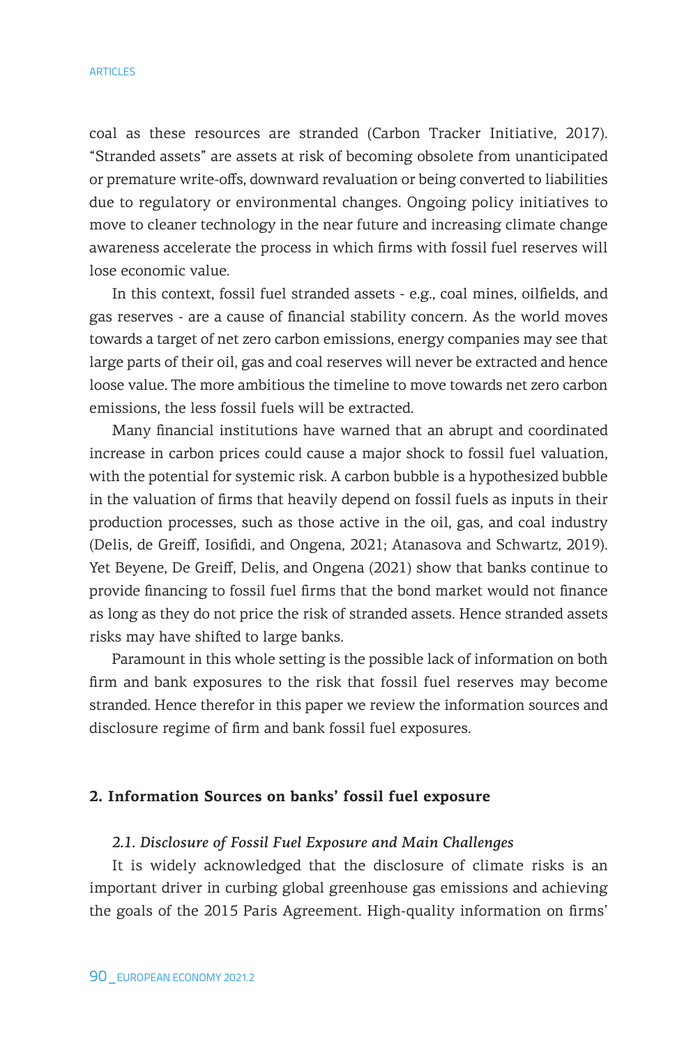coal as these resources are stranded (Carbon Tracker Initiative, 2017). "Stranded assets" are assets at risk of becoming obsolete from unanticipated or premature write-offs, downward revaluation or being converted to liabilities due to regulatory or environmental changes. Ongoing policy initiatives to move to cleaner technology in the near future and increasing climate change awareness accelerate the process in which firms with fossil fuel reserves will lose economic value.

In this context, fossil fuel stranded assets - e.g., coal mines, oilfields, and gas reserves - are a cause of financial stability concern. As the world moves towards a target of net zero carbon emissions, energy companies may see that large parts of their oil, gas and coal reserves will never be extracted and hence loose value. The more ambitious the timeline to move towards net zero carbon emissions, the less fossil fuels will be extracted.

Many financial institutions have warned that an abrupt and coordinated increase in carbon prices could cause a major shock to fossil fuel valuation, with the potential for systemic risk. A carbon bubble is a hypothesized bubble in the valuation of firms that heavily depend on fossil fuels as inputs in their production processes, such as those active in the oil, gas, and coal industry (Delis, de Greiff, Iosifidi, and Ongena, 2021; Atanasova and Schwartz, 2019). Yet Beyene, De Greiff, Delis, and Ongena (2021) show that banks continue to provide financing to fossil fuel firms that the bond market would not finance as long as they do not price the risk of stranded assets. Hence stranded assets risks may have shifted to large banks.

Paramount in this whole setting is the possible lack of information on both firm and bank exposures to the risk that fossil fuel reserves may become stranded. Hence therefor in this paper we review the information sources and disclosure regime of firm and bank fossil fuel exposures.

## 2. Information Sources on banks' fossil fuel exposure

### *2.1. Disclosure of Fossil Fuel Exposure and Main Challenges*

It is widely acknowledged that the disclosure of climate risks is an important driver in curbing global greenhouse gas emissions and achieving the goals of the 2015 Paris Agreement. High-quality information on firms'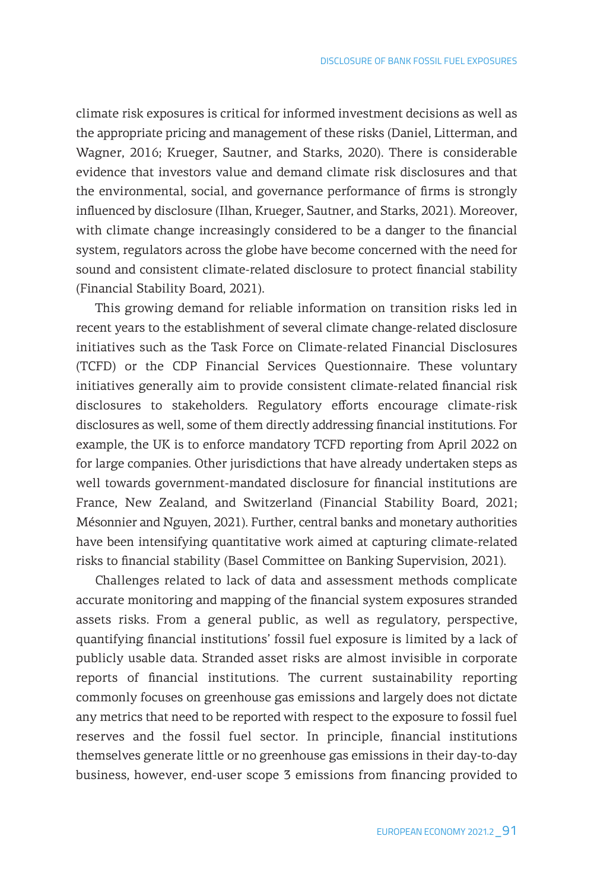climate risk exposures is critical for informed investment decisions as well as the appropriate pricing and management of these risks (Daniel, Litterman, and Wagner, 2016; Krueger, Sautner, and Starks, 2020). There is considerable evidence that investors value and demand climate risk disclosures and that the environmental, social, and governance performance of firms is strongly influenced by disclosure (Ilhan, Krueger, Sautner, and Starks, 2021). Moreover, with climate change increasingly considered to be a danger to the financial system, regulators across the globe have become concerned with the need for sound and consistent climate-related disclosure to protect financial stability (Financial Stability Board, 2021).

This growing demand for reliable information on transition risks led in recent years to the establishment of several climate change-related disclosure initiatives such as the Task Force on Climate-related Financial Disclosures (TCFD) or the CDP Financial Services Questionnaire. These voluntary initiatives generally aim to provide consistent climate-related financial risk disclosures to stakeholders. Regulatory efforts encourage climate-risk disclosures as well, some of them directly addressing financial institutions. For example, the UK is to enforce mandatory TCFD reporting from April 2022 on for large companies. Other jurisdictions that have already undertaken steps as well towards government-mandated disclosure for financial institutions are France, New Zealand, and Switzerland (Financial Stability Board, 2021; Mésonnier and Nguyen, 2021). Further, central banks and monetary authorities have been intensifying quantitative work aimed at capturing climate-related risks to financial stability (Basel Committee on Banking Supervision, 2021).

Challenges related to lack of data and assessment methods complicate accurate monitoring and mapping of the financial system exposures stranded assets risks. From a general public, as well as regulatory, perspective, quantifying financial institutions' fossil fuel exposure is limited by a lack of publicly usable data. Stranded asset risks are almost invisible in corporate reports of financial institutions. The current sustainability reporting commonly focuses on greenhouse gas emissions and largely does not dictate any metrics that need to be reported with respect to the exposure to fossil fuel reserves and the fossil fuel sector. In principle, financial institutions themselves generate little or no greenhouse gas emissions in their day-to-day business, however, end-user scope 3 emissions from financing provided to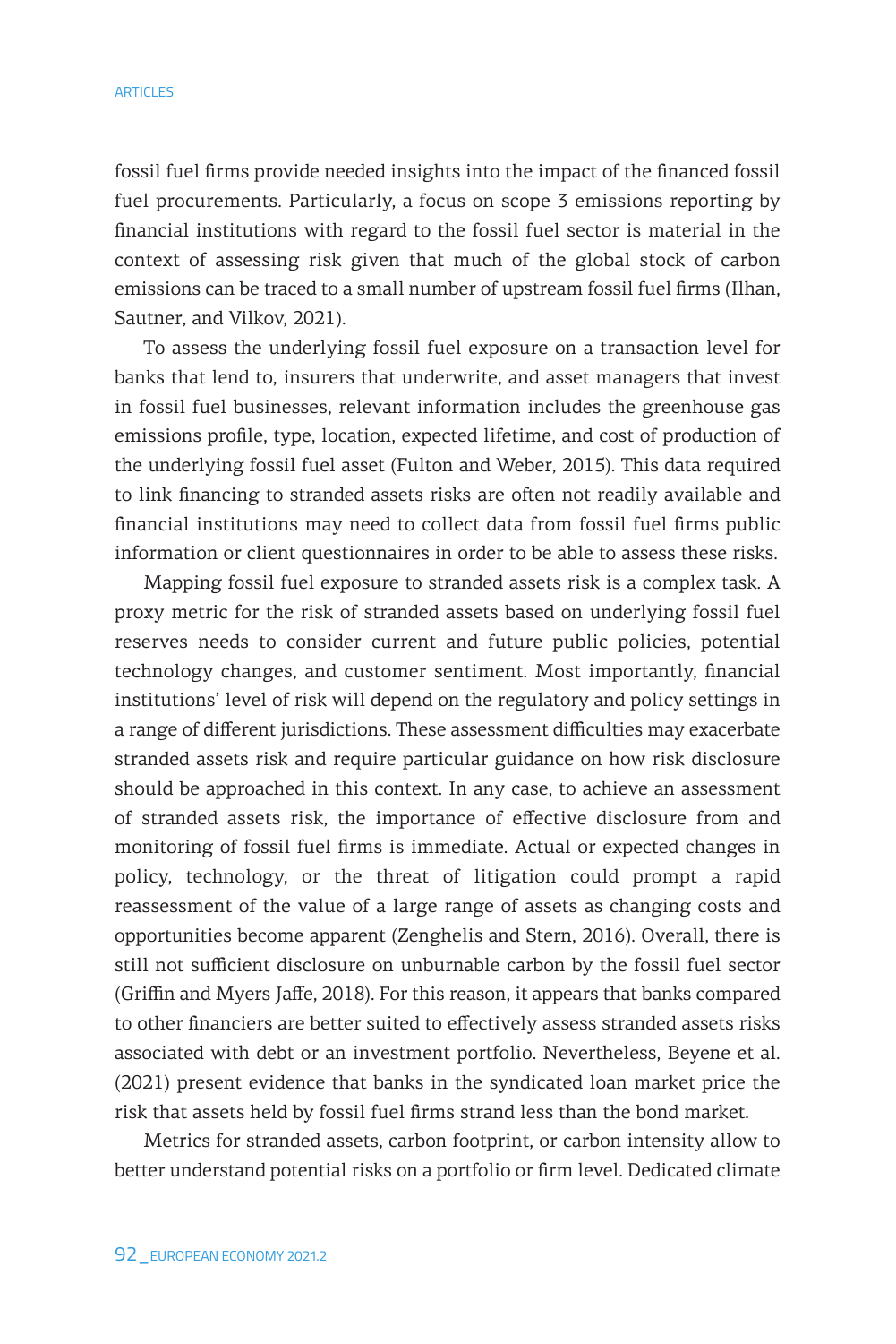fossil fuel firms provide needed insights into the impact of the financed fossil fuel procurements. Particularly, a focus on scope 3 emissions reporting by financial institutions with regard to the fossil fuel sector is material in the context of assessing risk given that much of the global stock of carbon emissions can be traced to a small number of upstream fossil fuel firms (Ilhan, Sautner, and Vilkov, 2021).

To assess the underlying fossil fuel exposure on a transaction level for banks that lend to, insurers that underwrite, and asset managers that invest in fossil fuel businesses, relevant information includes the greenhouse gas emissions profile, type, location, expected lifetime, and cost of production of the underlying fossil fuel asset (Fulton and Weber, 2015). This data required to link financing to stranded assets risks are often not readily available and financial institutions may need to collect data from fossil fuel firms public information or client questionnaires in order to be able to assess these risks.

Mapping fossil fuel exposure to stranded assets risk is a complex task. A proxy metric for the risk of stranded assets based on underlying fossil fuel reserves needs to consider current and future public policies, potential technology changes, and customer sentiment. Most importantly, financial institutions' level of risk will depend on the regulatory and policy settings in a range of different jurisdictions. These assessment difficulties may exacerbate stranded assets risk and require particular guidance on how risk disclosure should be approached in this context. In any case, to achieve an assessment of stranded assets risk, the importance of effective disclosure from and monitoring of fossil fuel firms is immediate. Actual or expected changes in policy, technology, or the threat of litigation could prompt a rapid reassessment of the value of a large range of assets as changing costs and opportunities become apparent (Zenghelis and Stern, 2016). Overall, there is still not sufficient disclosure on unburnable carbon by the fossil fuel sector (Griffin and Myers Jaffe, 2018). For this reason, it appears that banks compared to other financiers are better suited to effectively assess stranded assets risks associated with debt or an investment portfolio. Nevertheless, Beyene et al. (2021) present evidence that banks in the syndicated loan market price the risk that assets held by fossil fuel firms strand less than the bond market.

Metrics for stranded assets, carbon footprint, or carbon intensity allow to better understand potential risks on a portfolio or firm level. Dedicated climate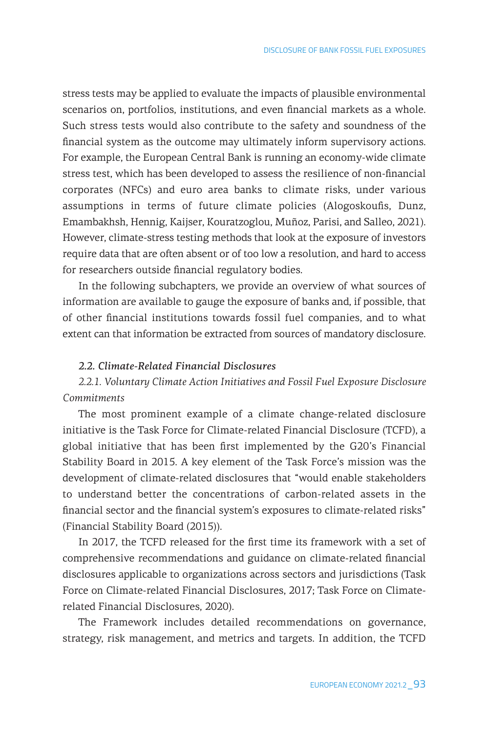stress tests may be applied to evaluate the impacts of plausible environmental scenarios on, portfolios, institutions, and even financial markets as a whole. Such stress tests would also contribute to the safety and soundness of the financial system as the outcome may ultimately inform supervisory actions. For example, the European Central Bank is running an economy-wide climate stress test, which has been developed to assess the resilience of non-financial corporates (NFCs) and euro area banks to climate risks, under various assumptions in terms of future climate policies (Alogoskoufis, Dunz, Emambakhsh, Hennig, Kaijser, Kouratzoglou, Muñoz, Parisi, and Salleo, 2021). However, climate-stress testing methods that look at the exposure of investors require data that are often absent or of too low a resolution, and hard to access for researchers outside financial regulatory bodies.

In the following subchapters, we provide an overview of what sources of information are available to gauge the exposure of banks and, if possible, that of other financial institutions towards fossil fuel companies, and to what extent can that information be extracted from sources of mandatory disclosure.

## *2.2. Climate-Related Financial Disclosures*

### *2.2.1. Voluntary Climate Action Initiatives and Fossil Fuel Exposure Disclosure Commitments*

The most prominent example of a climate change-related disclosure initiative is the Task Force for Climate-related Financial Disclosure (TCFD), a global initiative that has been first implemented by the G20's Financial Stability Board in 2015. A key element of the Task Force's mission was the development of climate-related disclosures that "would enable stakeholders to understand better the concentrations of carbon-related assets in the financial sector and the financial system's exposures to climate-related risks" (Financial Stability Board (2015)).

In 2017, the TCFD released for the first time its framework with a set of comprehensive recommendations and guidance on climate-related financial disclosures applicable to organizations across sectors and jurisdictions (Task Force on Climate-related Financial Disclosures, 2017; Task Force on Climate-related Financial Disclosures, 2020).

The Framework includes detailed recommendations on governance, strategy, risk management, and metrics and targets. In addition, the TCFD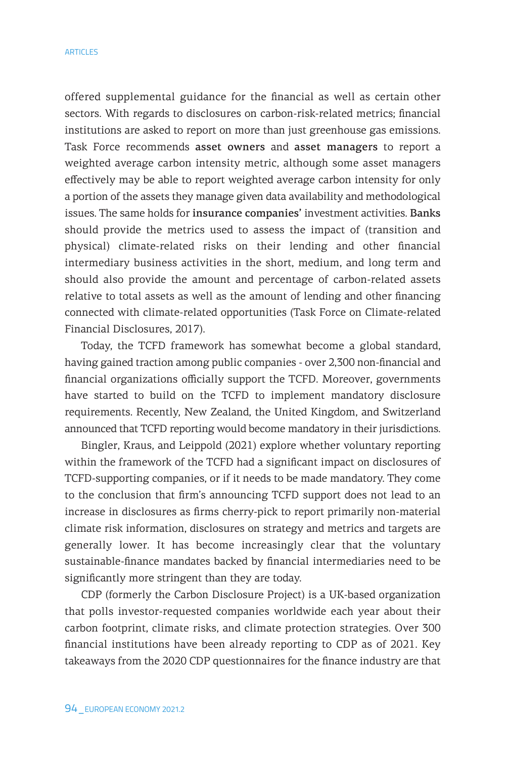offered supplemental guidance for the financial as well as certain other sectors. With regards to disclosures on carbon-risk-related metrics; financial institutions are asked to report on more than just greenhouse gas emissions. Task Force recommends **asset owners** and **asset managers** to report a weighted average carbon intensity metric, although some asset managers effectively may be able to report weighted average carbon intensity for only a portion of the assets they manage given data availability and methodological issues. The same holds for **insurance companies'** investment activities. **Banks** should provide the metrics used to assess the impact of (transition and physical) climate-related risks on their lending and other financial intermediary business activities in the short, medium, and long term and should also provide the amount and percentage of carbon-related assets relative to total assets as well as the amount of lending and other financing connected with climate-related opportunities (Task Force on Climate-related Financial Disclosures, 2017).

Today, the TCFD framework has somewhat become a global standard, having gained traction among public companies - over 2,300 non-financial and financial organizations officially support the TCFD. Moreover, governments have started to build on the TCFD to implement mandatory disclosure requirements. Recently, New Zealand, the United Kingdom, and Switzerland announced that TCFD reporting would become mandatory in their jurisdictions.

Bingler, Kraus, and Leippold (2021) explore whether voluntary reporting within the framework of the TCFD had a significant impact on disclosures of TCFD-supporting companies, or if it needs to be made mandatory. They come to the conclusion that firm's announcing TCFD support does not lead to an increase in disclosures as firms cherry-pick to report primarily non-material climate risk information, disclosures on strategy and metrics and targets are generally lower. It has become increasingly clear that the voluntary sustainable-finance mandates backed by financial intermediaries need to be significantly more stringent than they are today.

CDP (formerly the Carbon Disclosure Project) is a UK-based organization that polls investor-requested companies worldwide each year about their carbon footprint, climate risks, and climate protection strategies. Over 300 financial institutions have been already reporting to CDP as of 2021. Key takeaways from the 2020 CDP questionnaires for the finance industry are that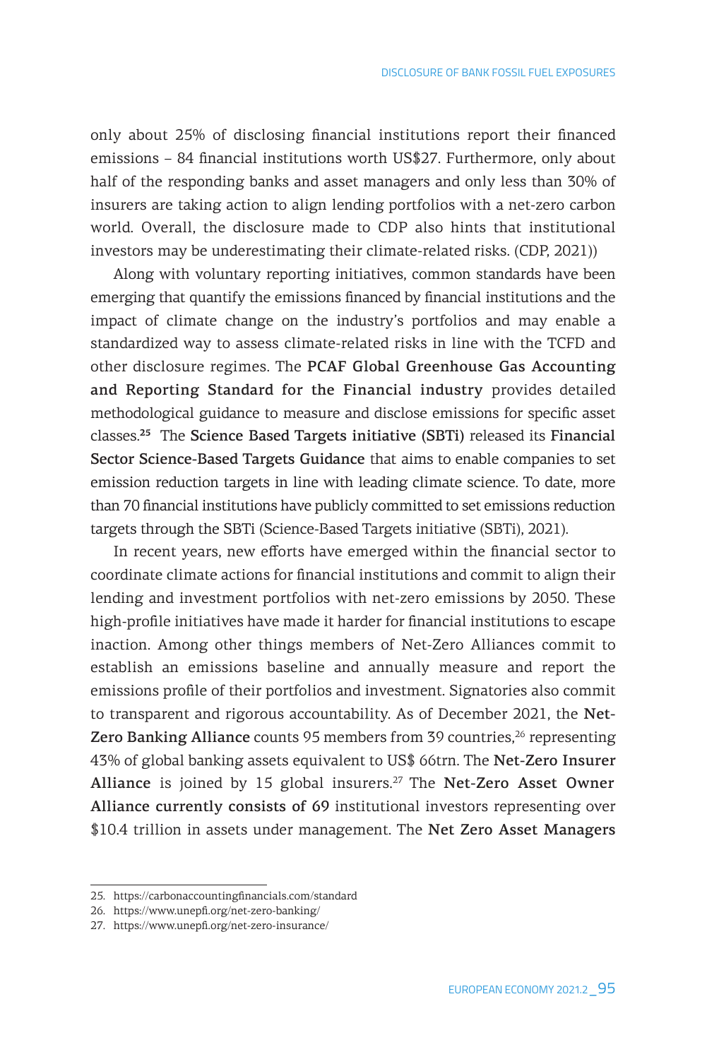only about 25% of disclosing financial institutions report their financed emissions – 84 financial institutions worth US$27. Furthermore, only about half of the responding banks and asset managers and only less than 30% of insurers are taking action to align lending portfolios with a net-zero carbon world. Overall, the disclosure made to CDP also hints that institutional investors may be underestimating their climate-related risks. (CDP, 2021))

Along with voluntary reporting initiatives, common standards have been emerging that quantify the emissions financed by financial institutions and the impact of climate change on the industry's portfolios and may enable a standardized way to assess climate-related risks in line with the TCFD and other disclosure regimes. The **PCAF Global Greenhouse Gas Accounting and Reporting Standard for the Financial industry** provides detailed methodological guidance to measure and disclose emissions for specific asset classes.[25] The **Science Based Targets initiative (SBTi)** released its **Financial Sector Science-Based Targets Guidance** that aims to enable companies to set emission reduction targets in line with leading climate science. To date, more than 70 financial institutions have publicly committed to set emissions reduction targets through the SBTi (Science-Based Targets initiative (SBTi), 2021).

In recent years, new efforts have emerged within the financial sector to coordinate climate actions for financial institutions and commit to align their lending and investment portfolios with net-zero emissions by 2050. These high-profile initiatives have made it harder for financial institutions to escape inaction. Among other things members of Net-Zero Alliances commit to establish an emissions baseline and annually measure and report the emissions profile of their portfolios and investment. Signatories also commit to transparent and rigorous accountability. As of December 2021, the **Net-Zero Banking Alliance** counts 95 members from 39 countries,[26] representing 43% of global banking assets equivalent to US$ 66trn. The **Net-Zero Insurer Alliance** is joined by 15 global insurers.[27] The **Net-Zero Asset Owner Alliance currently consists of 69** institutional investors representing over $10.4 trillion in assets under management. The **Net Zero Asset Managers**

25. https://carbonaccountingfinancials.com/standard
26. https://www.unepfi.org/net-zero-banking/
27. https://www.unepfi.org/net-zero-insurance/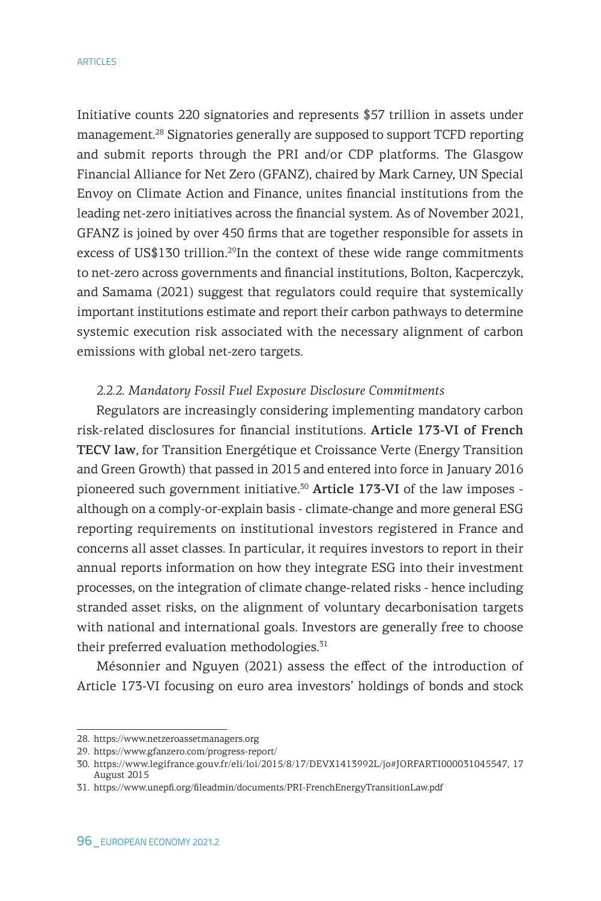Initiative counts 220 signatories and represents $57 trillion in assets under management.[28] Signatories generally are supposed to support TCFD reporting and submit reports through the PRI and/or CDP platforms. The Glasgow Financial Alliance for Net Zero (GFANZ), chaired by Mark Carney, UN Special Envoy on Climate Action and Finance, unites financial institutions from the leading net-zero initiatives across the financial system. As of November 2021, GFANZ is joined by over 450 firms that are together responsible for assets in excess of US$130 trillion.[29]In the context of these wide range commitments to net-zero across governments and financial institutions, Bolton, Kacperczyk, and Samama (2021) suggest that regulators could require that systemically important institutions estimate and report their carbon pathways to determine systemic execution risk associated with the necessary alignment of carbon emissions with global net-zero targets.

*2.2.2. Mandatory Fossil Fuel Exposure Disclosure Commitments*

Regulators are increasingly considering implementing mandatory carbon risk-related disclosures for financial institutions. **Article 173-VI of French TECV law**, for Transition Energétique et Croissance Verte (Energy Transition and Green Growth) that passed in 2015 and entered into force in January 2016 pioneered such government initiative.[30] **Article 173-VI** of the law imposes - although on a comply-or-explain basis - climate-change and more general ESG reporting requirements on institutional investors registered in France and concerns all asset classes. In particular, it requires investors to report in their annual reports information on how they integrate ESG into their investment processes, on the integration of climate change-related risks - hence including stranded asset risks, on the alignment of voluntary decarbonisation targets with national and international goals. Investors are generally free to choose their preferred evaluation methodologies.[31]

Mésonnier and Nguyen (2021) assess the effect of the introduction of Article 173-VI focusing on euro area investors' holdings of bonds and stock

28. https://www.netzeroassetmanagers.org
29. https://www.gfanzero.com/progress-report/
30. https://www.legifrance.gouv.fr/eli/loi/2015/8/17/DEVX1413992L/jo#JORFARTI000031045547, 17 August 2015
31. https://www.unepfi.org/fileadmin/documents/PRI-FrenchEnergyTransitionLaw.pdf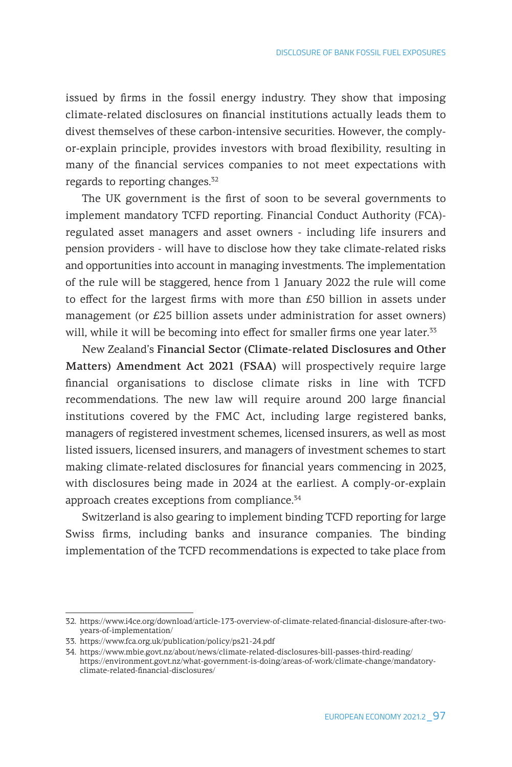issued by firms in the fossil energy industry. They show that imposing climate-related disclosures on financial institutions actually leads them to divest themselves of these carbon-intensive securities. However, the comply-or-explain principle, provides investors with broad flexibility, resulting in many of the financial services companies to not meet expectations with regards to reporting changes.[32]

The UK government is the first of soon to be several governments to implement mandatory TCFD reporting. Financial Conduct Authority (FCA)-regulated asset managers and asset owners - including life insurers and pension providers - will have to disclose how they take climate-related risks and opportunities into account in managing investments. The implementation of the rule will be staggered, hence from 1 January 2022 the rule will come to effect for the largest firms with more than £50 billion in assets under management (or £25 billion assets under administration for asset owners) will, while it will be becoming into effect for smaller firms one year later.[33]

New Zealand's **Financial Sector (Climate-related Disclosures and Other Matters) Amendment Act 2021 (FSAA)** will prospectively require large financial organisations to disclose climate risks in line with TCFD recommendations. The new law will require around 200 large financial institutions covered by the FMC Act, including large registered banks, managers of registered investment schemes, licensed insurers, as well as most listed issuers, licensed insurers, and managers of investment schemes to start making climate-related disclosures for financial years commencing in 2023, with disclosures being made in 2024 at the earliest. A comply-or-explain approach creates exceptions from compliance.[34]

Switzerland is also gearing to implement binding TCFD reporting for large Swiss firms, including banks and insurance companies. The binding implementation of the TCFD recommendations is expected to take place from

---

32. https://www.i4ce.org/download/article-173-overview-of-climate-related-financial-dislosure-after-two-years-of-implementation/
33. https://www.fca.org.uk/publication/policy/ps21-24.pdf
34. https://www.mbie.govt.nz/about/news/climate-related-disclosures-bill-passes-third-reading/ https://environment.govt.nz/what-government-is-doing/areas-of-work/climate-change/mandatory-climate-related-financial-disclosures/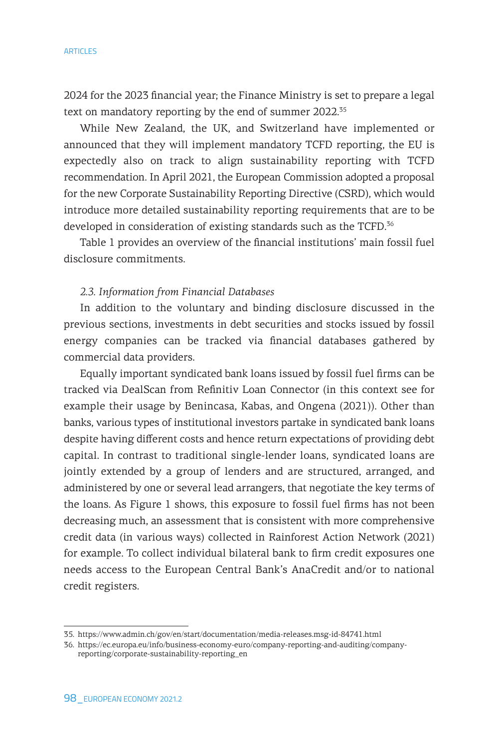2024 for the 2023 financial year; the Finance Ministry is set to prepare a legal text on mandatory reporting by the end of summer 2022.[35]

While New Zealand, the UK, and Switzerland have implemented or announced that they will implement mandatory TCFD reporting, the EU is expectedly also on track to align sustainability reporting with TCFD recommendation. In April 2021, the European Commission adopted a proposal for the new Corporate Sustainability Reporting Directive (CSRD), which would introduce more detailed sustainability reporting requirements that are to be developed in consideration of existing standards such as the TCFD.[36]

Table 1 provides an overview of the financial institutions' main fossil fuel disclosure commitments.

### *2.3. Information from Financial Databases*

In addition to the voluntary and binding disclosure discussed in the previous sections, investments in debt securities and stocks issued by fossil energy companies can be tracked via financial databases gathered by commercial data providers.

Equally important syndicated bank loans issued by fossil fuel firms can be tracked via DealScan from Refinitiv Loan Connector (in this context see for example their usage by Benincasa, Kabas, and Ongena (2021)). Other than banks, various types of institutional investors partake in syndicated bank loans despite having different costs and hence return expectations of providing debt capital. In contrast to traditional single-lender loans, syndicated loans are jointly extended by a group of lenders and are structured, arranged, and administered by one or several lead arrangers, that negotiate the key terms of the loans. As Figure 1 shows, this exposure to fossil fuel firms has not been decreasing much, an assessment that is consistent with more comprehensive credit data (in various ways) collected in Rainforest Action Network (2021) for example. To collect individual bilateral bank to firm credit exposures one needs access to the European Central Bank's AnaCredit and/or to national credit registers.

---

35. https://www.admin.ch/gov/en/start/documentation/media-releases.msg-id-84741.html
36. https://ec.europa.eu/info/business-economy-euro/company-reporting-and-auditing/company-reporting/corporate-sustainability-reporting_en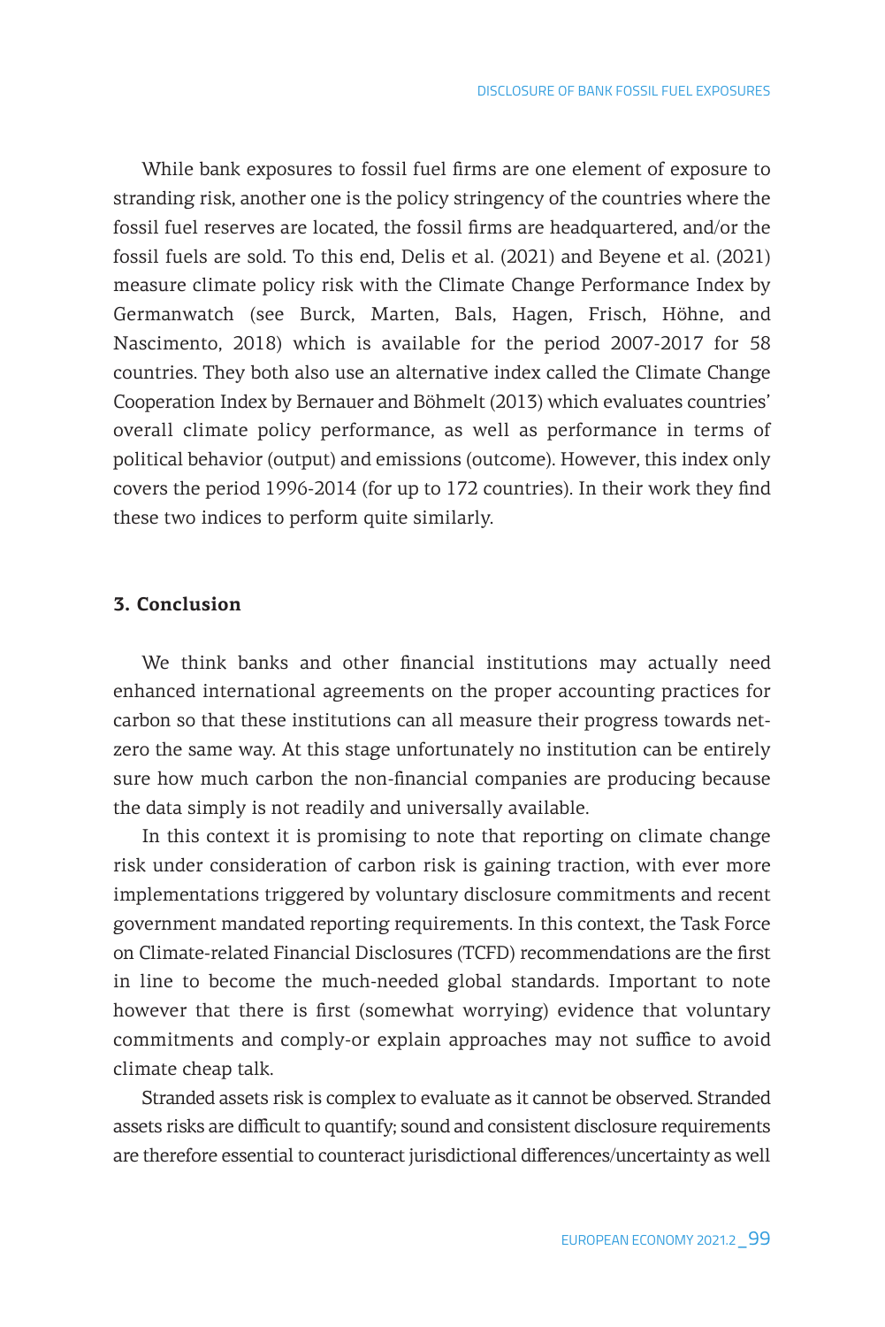While bank exposures to fossil fuel firms are one element of exposure to stranding risk, another one is the policy stringency of the countries where the fossil fuel reserves are located, the fossil firms are headquartered, and/or the fossil fuels are sold. To this end, Delis et al. (2021) and Beyene et al. (2021) measure climate policy risk with the Climate Change Performance Index by Germanwatch (see Burck, Marten, Bals, Hagen, Frisch, Höhne, and Nascimento, 2018) which is available for the period 2007-2017 for 58 countries. They both also use an alternative index called the Climate Change Cooperation Index by Bernauer and Böhmelt (2013) which evaluates countries' overall climate policy performance, as well as performance in terms of political behavior (output) and emissions (outcome). However, this index only covers the period 1996-2014 (for up to 172 countries). In their work they find these two indices to perform quite similarly.

## 3. Conclusion

We think banks and other financial institutions may actually need enhanced international agreements on the proper accounting practices for carbon so that these institutions can all measure their progress towards net-zero the same way. At this stage unfortunately no institution can be entirely sure how much carbon the non-financial companies are producing because the data simply is not readily and universally available.

In this context it is promising to note that reporting on climate change risk under consideration of carbon risk is gaining traction, with ever more implementations triggered by voluntary disclosure commitments and recent government mandated reporting requirements. In this context, the Task Force on Climate-related Financial Disclosures (TCFD) recommendations are the first in line to become the much-needed global standards. Important to note however that there is first (somewhat worrying) evidence that voluntary commitments and comply-or explain approaches may not suffice to avoid climate cheap talk.

Stranded assets risk is complex to evaluate as it cannot be observed. Stranded assets risks are difficult to quantify; sound and consistent disclosure requirements are therefore essential to counteract jurisdictional differences/uncertainty as well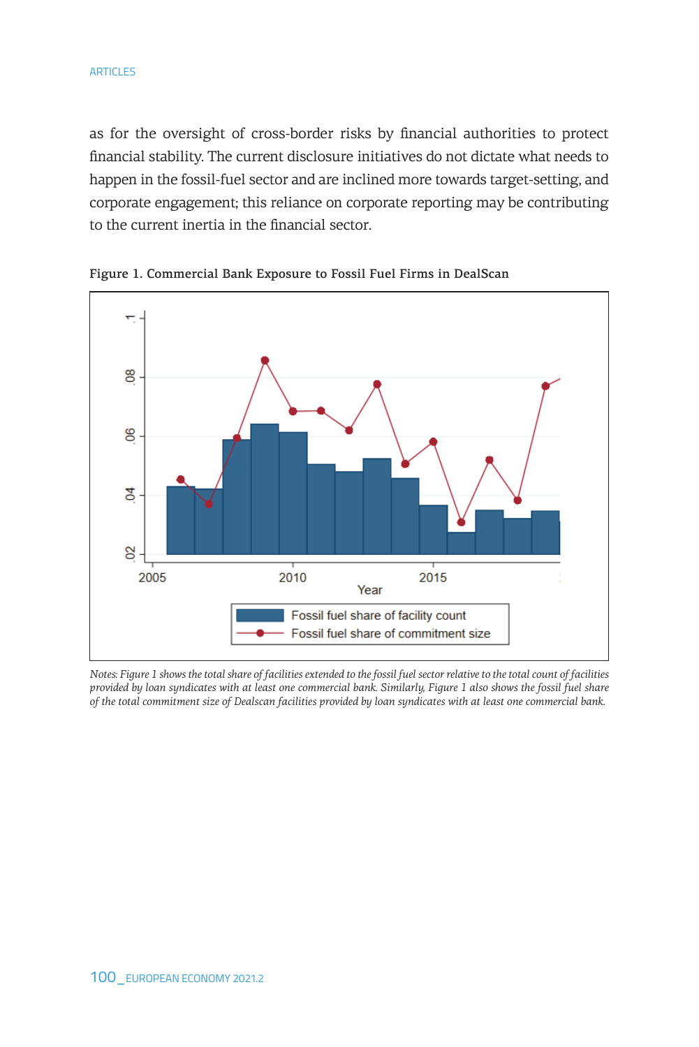as for the oversight of cross-border risks by financial authorities to protect financial stability. The current disclosure initiatives do not dictate what needs to happen in the fossil-fuel sector and are inclined more towards target-setting, and corporate engagement; this reliance on corporate reporting may be contributing to the current inertia in the financial sector.

**Figure 1. Commercial Bank Exposure to Fossil Fuel Firms in DealScan**

*Notes: Figure 1 shows the total share of facilities extended to the fossil fuel sector relative to the total count of facilities provided by loan syndicates with at least one commercial bank. Similarly, Figure 1 also shows the fossil fuel share of the total commitment size of Dealscan facilities provided by loan syndicates with at least one commercial bank.*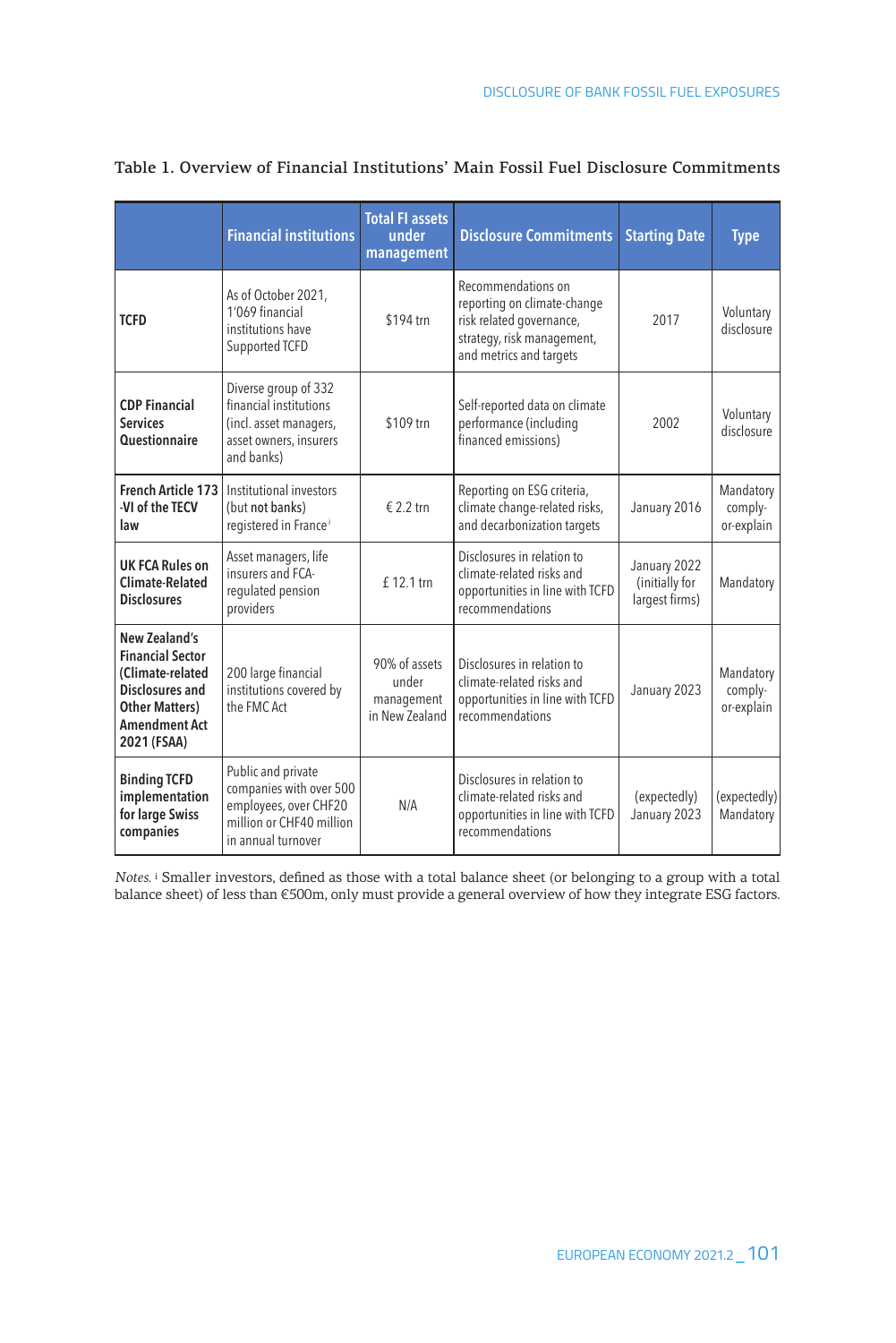Table 1. Overview of Financial Institutions' Main Fossil Fuel Disclosure Commitments

| | Financial institutions | Total FI assets under management | Disclosure Commitments | Starting Date | Type |
|---|---|---|---|---|---|
| **TCFD** | As of October 2021, 1'069 financial institutions have Supported TCFD | $194 trn | Recommendations on reporting on climate-change risk related governance, strategy, risk management, and metrics and targets | 2017 | Voluntary disclosure |
| **CDP Financial Services Questionnaire** | Diverse group of 332 financial institutions (incl. asset managers, asset owners, insurers and banks) | $109 trn | Self-reported data on climate performance (including financed emissions) | 2002 | Voluntary disclosure |
| **French Article 173 -VI of the TECV law** | Institutional investors (but not banks) registered in France[i] | € 2.2 trn | Reporting on ESG criteria, climate change-related risks, and decarbonization targets | January 2016 | Mandatory comply-or-explain |
| **UK FCA Rules on Climate-Related Disclosures** | Asset managers, life insurers and FCA-regulated pension providers | £ 12.1 trn | Disclosures in relation to climate-related risks and opportunities in line with TCFD recommendations | January 2022 (initially for largest firms) | Mandatory |
| **New Zealand's Financial Sector (Climate-related Disclosures and Other Matters) Amendment Act 2021 (FSAA)** | 200 large financial institutions covered by the FMC Act | 90% of assets under management in New Zealand | Disclosures in relation to climate-related risks and opportunities in line with TCFD recommendations | January 2023 | Mandatory comply-or-explain |
| **Binding TCFD implementation for large Swiss companies** | Public and private companies with over 500 employees, over CHF20 million or CHF40 million in annual turnover | N/A | Disclosures in relation to climate-related risks and opportunities in line with TCFD recommendations | (expectedly) January 2023 | (expectedly) Mandatory |

*Notes.* [i] Smaller investors, defined as those with a total balance sheet (or belonging to a group with a total balance sheet) of less than €500m, only must provide a general overview of how they integrate ESG factors.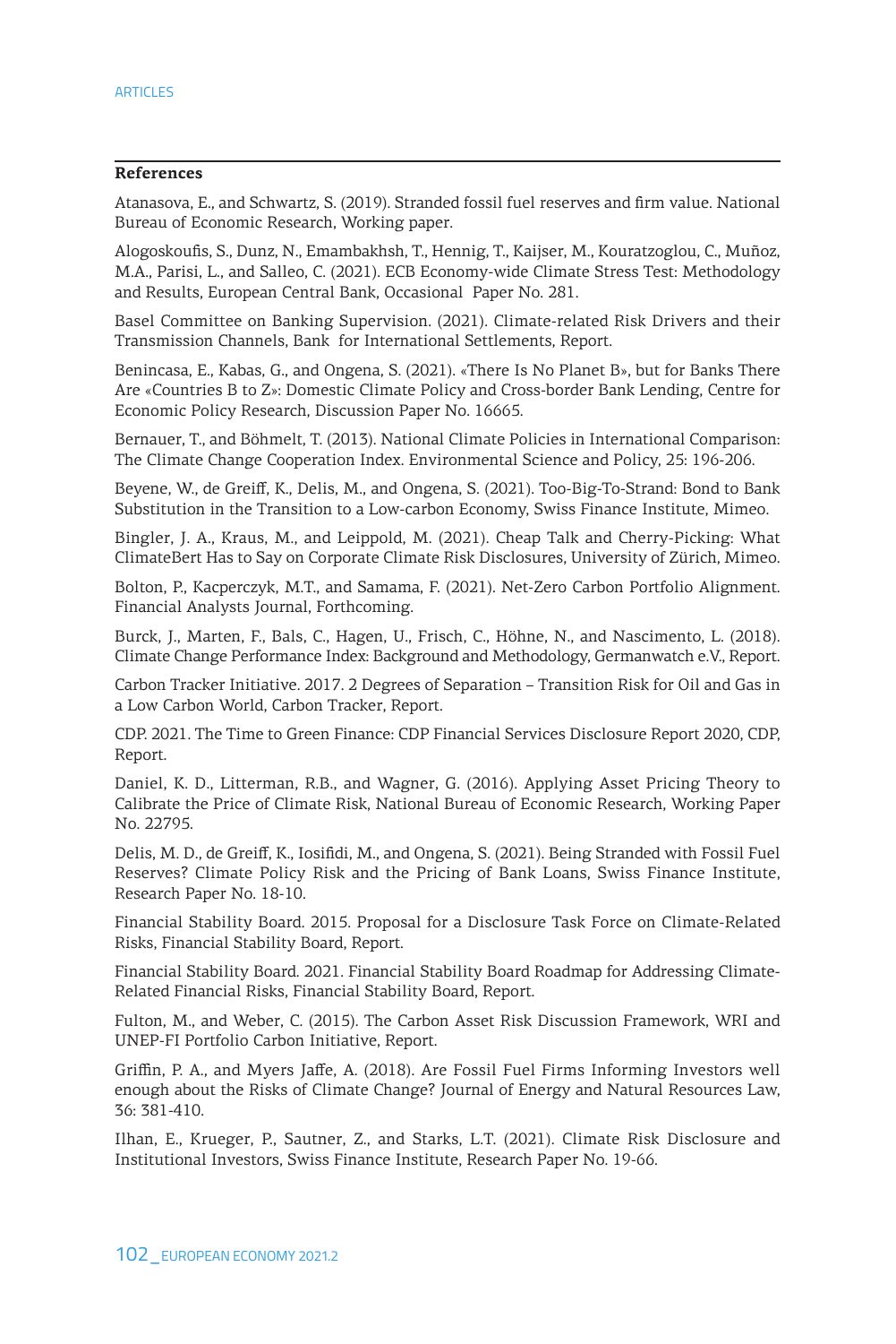## References

Atanasova, E., and Schwartz, S. (2019). Stranded fossil fuel reserves and firm value. National Bureau of Economic Research, Working paper.

Alogoskoufis, S., Dunz, N., Emambakhsh, T., Hennig, T., Kaijser, M., Kouratzoglou, C., Muñoz, M.A., Parisi, L., and Salleo, C. (2021). ECB Economy-wide Climate Stress Test: Methodology and Results, European Central Bank, Occasional Paper No. 281.

Basel Committee on Banking Supervision. (2021). Climate-related Risk Drivers and their Transmission Channels, Bank for International Settlements, Report.

Benincasa, E., Kabas, G., and Ongena, S. (2021). «There Is No Planet B», but for Banks There Are «Countries B to Z»: Domestic Climate Policy and Cross-border Bank Lending, Centre for Economic Policy Research, Discussion Paper No. 16665.

Bernauer, T., and Böhmelt, T. (2013). National Climate Policies in International Comparison: The Climate Change Cooperation Index. Environmental Science and Policy, 25: 196-206.

Beyene, W., de Greiff, K., Delis, M., and Ongena, S. (2021). Too-Big-To-Strand: Bond to Bank Substitution in the Transition to a Low-carbon Economy, Swiss Finance Institute, Mimeo.

Bingler, J. A., Kraus, M., and Leippold, M. (2021). Cheap Talk and Cherry-Picking: What ClimateBert Has to Say on Corporate Climate Risk Disclosures, University of Zürich, Mimeo.

Bolton, P., Kacperczyk, M.T., and Samama, F. (2021). Net-Zero Carbon Portfolio Alignment. Financial Analysts Journal, Forthcoming.

Burck, J., Marten, F., Bals, C., Hagen, U., Frisch, C., Höhne, N., and Nascimento, L. (2018). Climate Change Performance Index: Background and Methodology, Germanwatch e.V., Report.

Carbon Tracker Initiative. 2017. 2 Degrees of Separation – Transition Risk for Oil and Gas in a Low Carbon World, Carbon Tracker, Report.

CDP. 2021. The Time to Green Finance: CDP Financial Services Disclosure Report 2020, CDP, Report.

Daniel, K. D., Litterman, R.B., and Wagner, G. (2016). Applying Asset Pricing Theory to Calibrate the Price of Climate Risk, National Bureau of Economic Research, Working Paper No. 22795.

Delis, M. D., de Greiff, K., Iosifidi, M., and Ongena, S. (2021). Being Stranded with Fossil Fuel Reserves? Climate Policy Risk and the Pricing of Bank Loans, Swiss Finance Institute, Research Paper No. 18-10.

Financial Stability Board. 2015. Proposal for a Disclosure Task Force on Climate-Related Risks, Financial Stability Board, Report.

Financial Stability Board. 2021. Financial Stability Board Roadmap for Addressing Climate-Related Financial Risks, Financial Stability Board, Report.

Fulton, M., and Weber, C. (2015). The Carbon Asset Risk Discussion Framework, WRI and UNEP-FI Portfolio Carbon Initiative, Report.

Griffin, P. A., and Myers Jaffe, A. (2018). Are Fossil Fuel Firms Informing Investors well enough about the Risks of Climate Change? Journal of Energy and Natural Resources Law, 36: 381-410.

Ilhan, E., Krueger, P., Sautner, Z., and Starks, L.T. (2021). Climate Risk Disclosure and Institutional Investors, Swiss Finance Institute, Research Paper No. 19-66.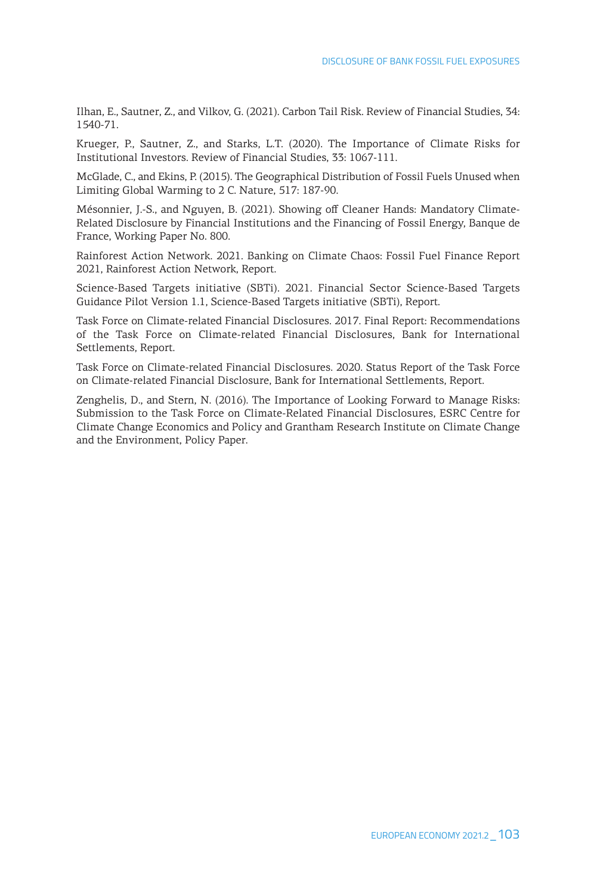Ilhan, E., Sautner, Z., and Vilkov, G. (2021). Carbon Tail Risk. Review of Financial Studies, 34: 1540-71.

Krueger, P., Sautner, Z., and Starks, L.T. (2020). The Importance of Climate Risks for Institutional Investors. Review of Financial Studies, 33: 1067-111.

McGlade, C., and Ekins, P. (2015). The Geographical Distribution of Fossil Fuels Unused when Limiting Global Warming to 2 C. Nature, 517: 187-90.

Mésonnier, J.-S., and Nguyen, B. (2021). Showing off Cleaner Hands: Mandatory Climate-Related Disclosure by Financial Institutions and the Financing of Fossil Energy, Banque de France, Working Paper No. 800.

Rainforest Action Network. 2021. Banking on Climate Chaos: Fossil Fuel Finance Report 2021, Rainforest Action Network, Report.

Science-Based Targets initiative (SBTi). 2021. Financial Sector Science-Based Targets Guidance Pilot Version 1.1, Science-Based Targets initiative (SBTi), Report.

Task Force on Climate-related Financial Disclosures. 2017. Final Report: Recommendations of the Task Force on Climate-related Financial Disclosures, Bank for International Settlements, Report.

Task Force on Climate-related Financial Disclosures. 2020. Status Report of the Task Force on Climate-related Financial Disclosure, Bank for International Settlements, Report.

Zenghelis, D., and Stern, N. (2016). The Importance of Looking Forward to Manage Risks: Submission to the Task Force on Climate-Related Financial Disclosures, ESRC Centre for Climate Change Economics and Policy and Grantham Research Institute on Climate Change and the Environment, Policy Paper.